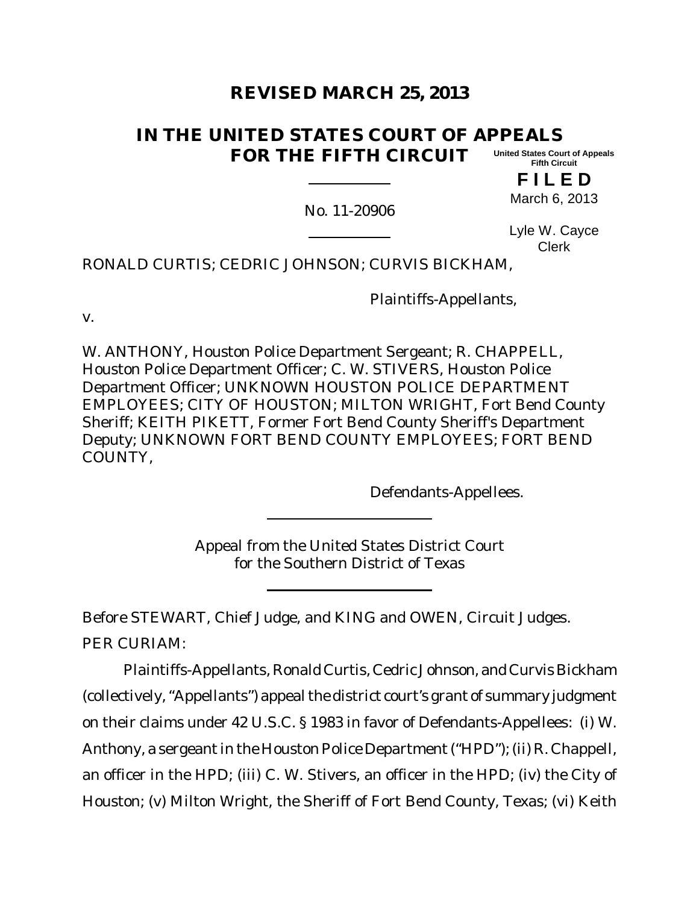# REVISED MARCH 25, 2013

## IN THE UNITED STATES COURT OF APPEALS FOR THE FIFTH CIRCUIT

United States Court of Appeals
Fifth Circuit

**F I L E D**

March 6, 2013

No. 11-20906

Lyle W. Cayce
Clerk

RONALD CURTIS; CEDRIC JOHNSON; CURVIS BICKHAM,

Plaintiffs-Appellants,

v.

W. ANTHONY, Houston Police Department Sergeant; R. CHAPPELL, Houston Police Department Officer; C. W. STIVERS, Houston Police Department Officer; UNKNOWN HOUSTON POLICE DEPARTMENT EMPLOYEES; CITY OF HOUSTON; MILTON WRIGHT, Fort Bend County Sheriff; KEITH PIKETT, Former Fort Bend County Sheriff's Department Deputy; UNKNOWN FORT BEND COUNTY EMPLOYEES; FORT BEND COUNTY,

Defendants-Appellees.

Appeal from the United States District Court
for the Southern District of Texas

Before STEWART, Chief Judge, and KING and OWEN, Circuit Judges.

PER CURIAM:

Plaintiffs-Appellants, Ronald Curtis, Cedric Johnson, and Curvis Bickham (collectively, "Appellants") appeal the district court's grant of summary judgment on their claims under 42 U.S.C. § 1983 in favor of Defendants-Appellees: (i) W. Anthony, a sergeant in the Houston Police Department ("HPD"); (ii) R. Chappell, an officer in the HPD; (iii) C. W. Stivers, an officer in the HPD; (iv) the City of Houston; (v) Milton Wright, the Sheriff of Fort Bend County, Texas; (vi) Keith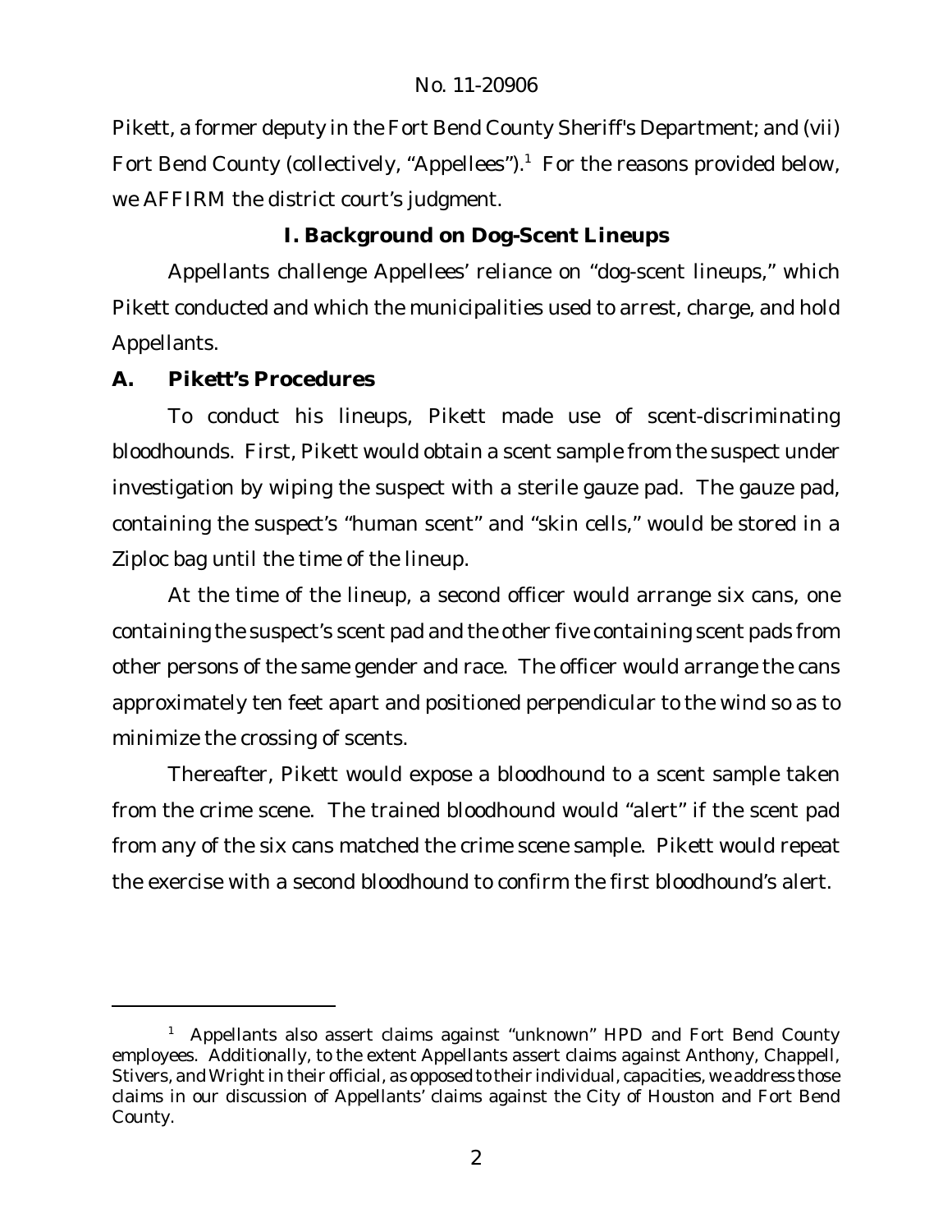Pikett, a former deputy in the Fort Bend County Sheriff's Department; and (vii) Fort Bend County (collectively, "Appellees").[1] For the reasons provided below, we AFFIRM the district court's judgment.

## I. Background on Dog-Scent Lineups

Appellants challenge Appellees' reliance on "dog-scent lineups," which Pikett conducted and which the municipalities used to arrest, charge, and hold Appellants.

### A. Pikett's Procedures

To conduct his lineups, Pikett made use of scent-discriminating bloodhounds. First, Pikett would obtain a scent sample from the suspect under investigation by wiping the suspect with a sterile gauze pad. The gauze pad, containing the suspect's "human scent" and "skin cells," would be stored in a Ziploc bag until the time of the lineup.

At the time of the lineup, a second officer would arrange six cans, one containing the suspect's scent pad and the other five containing scent pads from other persons of the same gender and race. The officer would arrange the cans approximately ten feet apart and positioned perpendicular to the wind so as to minimize the crossing of scents.

Thereafter, Pikett would expose a bloodhound to a scent sample taken from the crime scene. The trained bloodhound would "alert" if the scent pad from any of the six cans matched the crime scene sample. Pikett would repeat the exercise with a second bloodhound to confirm the first bloodhound's alert.

---

[1] Appellants also assert claims against "unknown" HPD and Fort Bend County employees. Additionally, to the extent Appellants assert claims against Anthony, Chappell, Stivers, and Wright in their official, as opposed to their individual, capacities, we address those claims in our discussion of Appellants' claims against the City of Houston and Fort Bend County.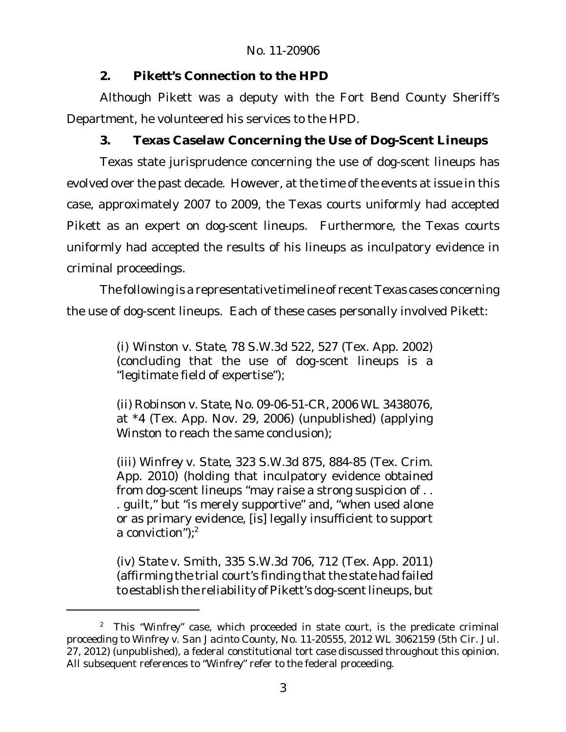### 2. Pikett's Connection to the HPD

Although Pikett was a deputy with the Fort Bend County Sheriff's Department, he volunteered his services to the HPD.

### 3. Texas Caselaw Concerning the Use of Dog-Scent Lineups

Texas state jurisprudence concerning the use of dog-scent lineups has evolved over the past decade. However, at the time of the events at issue in this case, approximately 2007 to 2009, the Texas courts uniformly had accepted Pikett as an expert on dog-scent lineups. Furthermore, the Texas courts uniformly had accepted the results of his lineups as inculpatory evidence in criminal proceedings.

The following is a representative timeline of recent Texas cases concerning the use of dog-scent lineups. Each of these cases personally involved Pikett:

> (i) *Winston v. State*, 78 S.W.3d 522, 527 (Tex. App. 2002) (concluding that the use of dog-scent lineups is a "legitimate field of expertise");
>
> (ii) *Robinson v. State*, No. 09-06-51-CR, 2006 WL 3438076, at *4 (Tex. App. Nov. 29, 2006) (unpublished) (applying *Winston* to reach the same conclusion);
>
> (iii) *Winfrey v. State*, 323 S.W.3d 875, 884-85 (Tex. Crim. App. 2010) (holding that inculpatory evidence obtained from dog-scent lineups "may raise a strong suspicion of . . . guilt," but "is merely supportive" and, "when used alone or as primary evidence, [is] legally insufficient to support a conviction");[2]
>
> (iv) *State v. Smith*, 335 S.W.3d 706, 712 (Tex. App. 2011) (affirming the trial court's finding that the state had failed to establish the reliability of Pikett's dog-scent lineups, but

---

[2] This "*Winfrey*" case, which proceeded in state court, is the predicate criminal proceeding to *Winfrey v. San Jacinto County*, No. 11-20555, 2012 WL 3062159 (5th Cir. Jul. 27, 2012) (unpublished), a federal constitutional tort case discussed throughout this opinion. All subsequent references to "*Winfrey*" refer to the federal proceeding.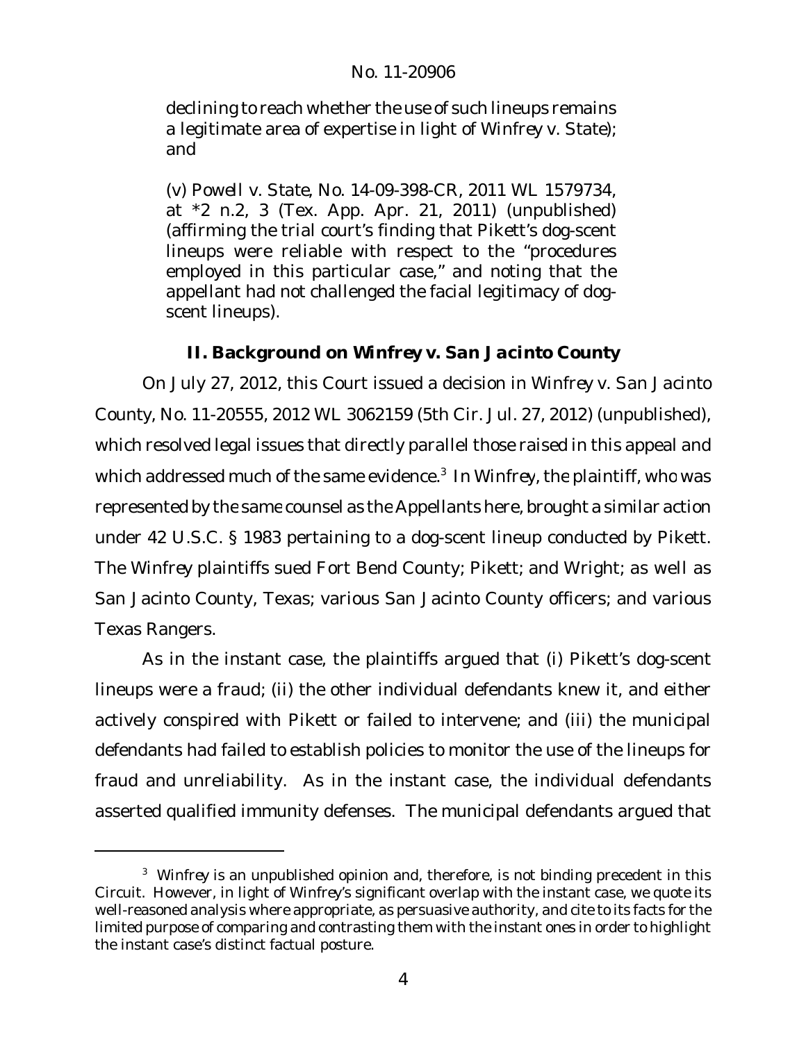declining to reach whether the use of such lineups remains a legitimate area of expertise in light of *Winfrey v. State*); and

(v) *Powell v. State*, No. 14-09-398-CR, 2011 WL 1579734, at *2 n.2, 3 (Tex. App. Apr. 21, 2011) (unpublished) (affirming the trial court's finding that Pikett's dog-scent lineups were reliable with respect to the "procedures employed in this particular case," and noting that the appellant had not challenged the facial legitimacy of dog-scent lineups).

## II. Background on *Winfrey v. San Jacinto County*

On July 27, 2012, this Court issued a decision in *Winfrey v. San Jacinto County*, No. 11-20555, 2012 WL 3062159 (5th Cir. Jul. 27, 2012) (unpublished), which resolved legal issues that directly parallel those raised in this appeal and which addressed much of the same evidence.[3] In *Winfrey*, the plaintiff, who was represented by the same counsel as the Appellants here, brought a similar action under 42 U.S.C. § 1983 pertaining to a dog-scent lineup conducted by Pikett. The *Winfrey* plaintiffs sued Fort Bend County; Pikett; and Wright; as well as San Jacinto County, Texas; various San Jacinto County officers; and various Texas Rangers.

As in the instant case, the plaintiffs argued that (i) Pikett's dog-scent lineups were a fraud; (ii) the other individual defendants knew it, and either actively conspired with Pikett or failed to intervene; and (iii) the municipal defendants had failed to establish policies to monitor the use of the lineups for fraud and unreliability. As in the instant case, the individual defendants asserted qualified immunity defenses. The municipal defendants argued that

[3] *Winfrey* is an unpublished opinion and, therefore, is not binding precedent in this Circuit. However, in light of *Winfrey*'s significant overlap with the instant case, we quote its well-reasoned analysis where appropriate, as persuasive authority, and cite to its facts for the limited purpose of comparing and contrasting them with the instant ones in order to highlight the instant case's distinct factual posture.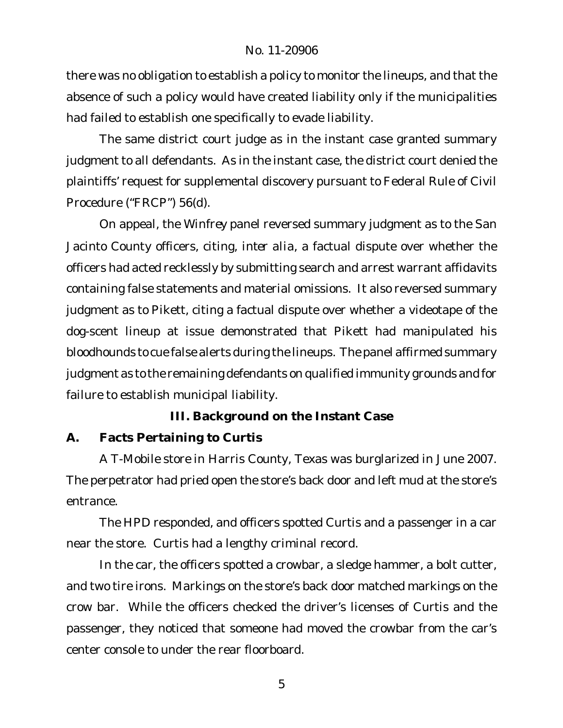there was no obligation to establish a policy to monitor the lineups, and that the absence of such a policy would have created liability only if the municipalities had failed to establish one specifically to evade liability.

The same district court judge as in the instant case granted summary judgment to all defendants. As in the instant case, the district court denied the plaintiffs' request for supplemental discovery pursuant to Federal Rule of Civil Procedure ("FRCP") 56(d).

On appeal, the *Winfrey* panel reversed summary judgment as to the San Jacinto County officers, citing, *inter alia*, a factual dispute over whether the officers had acted recklessly by submitting search and arrest warrant affidavits containing false statements and material omissions. It also reversed summary judgment as to Pikett, citing a factual dispute over whether a videotape of the dog-scent lineup at issue demonstrated that Pikett had manipulated his bloodhounds to cue false alerts during the lineups. The panel affirmed summary judgment as to the remaining defendants on qualified immunity grounds and for failure to establish municipal liability.

## III. Background on the Instant Case

### A. Facts Pertaining to Curtis

A T-Mobile store in Harris County, Texas was burglarized in June 2007. The perpetrator had pried open the store's back door and left mud at the store's entrance.

The HPD responded, and officers spotted Curtis and a passenger in a car near the store. Curtis had a lengthy criminal record.

In the car, the officers spotted a crowbar, a sledge hammer, a bolt cutter, and two tire irons. Markings on the store's back door matched markings on the crow bar. While the officers checked the driver's licenses of Curtis and the passenger, they noticed that someone had moved the crowbar from the car's center console to under the rear floorboard.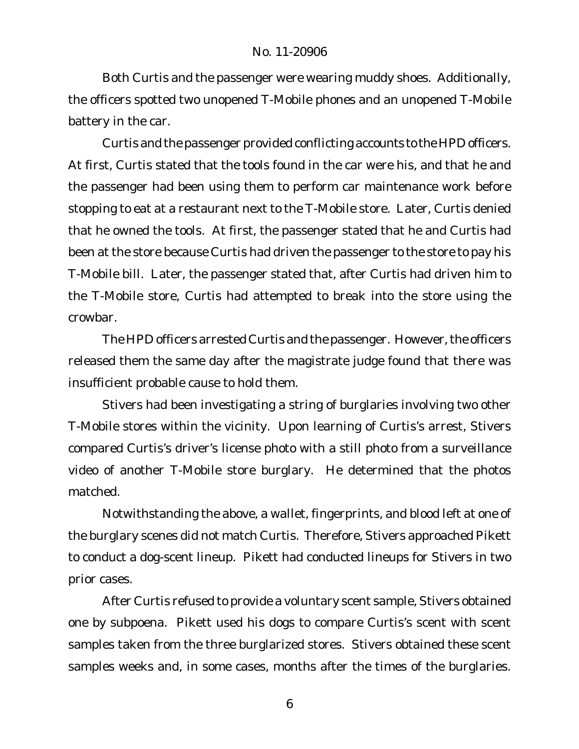Both Curtis and the passenger were wearing muddy shoes. Additionally, the officers spotted two unopened T-Mobile phones and an unopened T-Mobile battery in the car.

Curtis and the passenger provided conflicting accounts to the HPD officers. At first, Curtis stated that the tools found in the car were his, and that he and the passenger had been using them to perform car maintenance work before stopping to eat at a restaurant next to the T-Mobile store. Later, Curtis denied that he owned the tools. At first, the passenger stated that he and Curtis had been at the store because Curtis had driven the passenger to the store to pay his T-Mobile bill. Later, the passenger stated that, after Curtis had driven him to the T-Mobile store, Curtis had attempted to break into the store using the crowbar.

The HPD officers arrested Curtis and the passenger. However, the officers released them the same day after the magistrate judge found that there was insufficient probable cause to hold them.

Stivers had been investigating a string of burglaries involving two other T-Mobile stores within the vicinity. Upon learning of Curtis's arrest, Stivers compared Curtis's driver's license photo with a still photo from a surveillance video of another T-Mobile store burglary. He determined that the photos matched.

Notwithstanding the above, a wallet, fingerprints, and blood left at one of the burglary scenes did not match Curtis. Therefore, Stivers approached Pikett to conduct a dog-scent lineup. Pikett had conducted lineups for Stivers in two prior cases.

After Curtis refused to provide a voluntary scent sample, Stivers obtained one by subpoena. Pikett used his dogs to compare Curtis's scent with scent samples taken from the three burglarized stores. Stivers obtained these scent samples weeks and, in some cases, months after the times of the burglaries.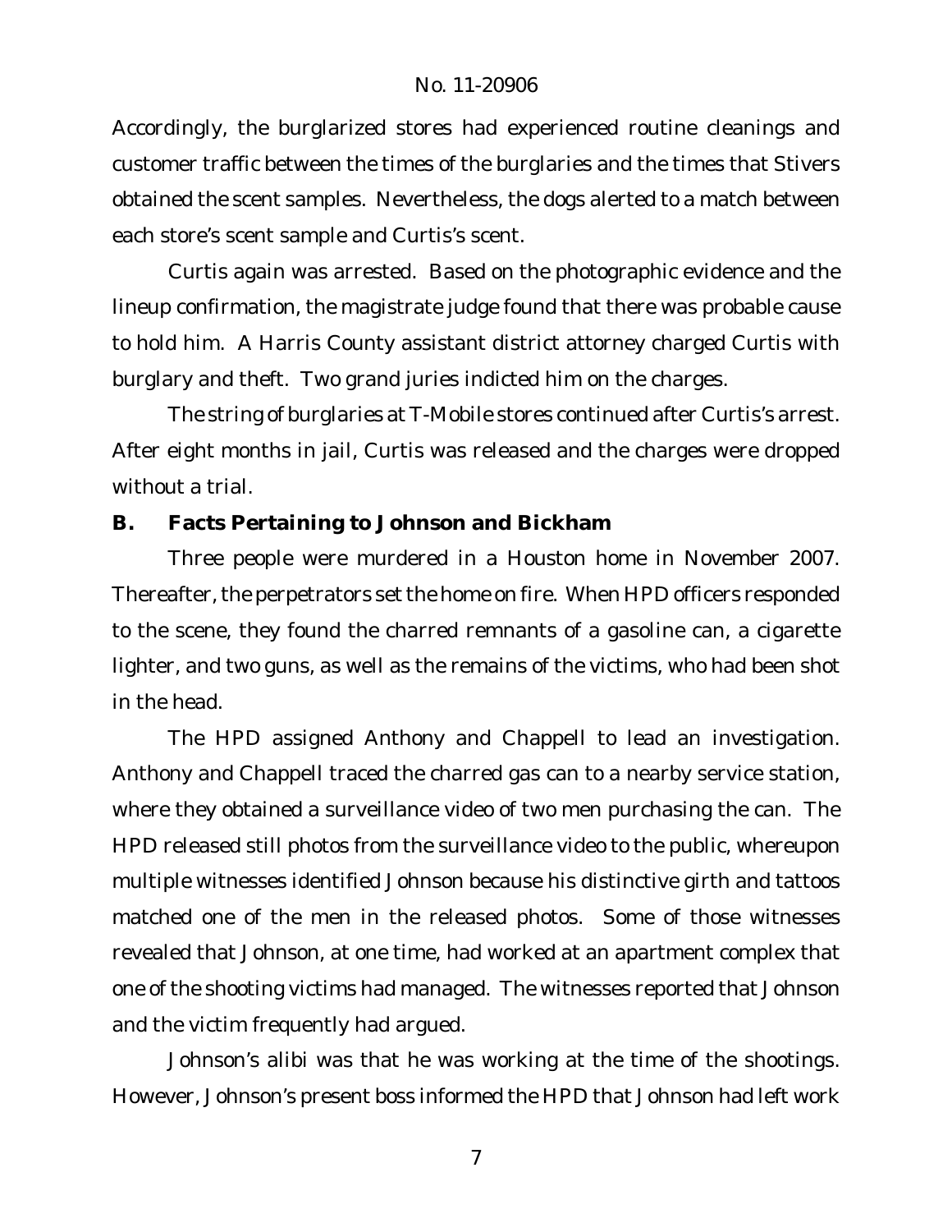Accordingly, the burglarized stores had experienced routine cleanings and customer traffic between the times of the burglaries and the times that Stivers obtained the scent samples. Nevertheless, the dogs alerted to a match between each store's scent sample and Curtis's scent.

Curtis again was arrested. Based on the photographic evidence and the lineup confirmation, the magistrate judge found that there was probable cause to hold him. A Harris County assistant district attorney charged Curtis with burglary and theft. Two grand juries indicted him on the charges.

The string of burglaries at T-Mobile stores continued after Curtis's arrest. After eight months in jail, Curtis was released and the charges were dropped without a trial.

## B. Facts Pertaining to Johnson and Bickham

Three people were murdered in a Houston home in November 2007. Thereafter, the perpetrators set the home on fire. When HPD officers responded to the scene, they found the charred remnants of a gasoline can, a cigarette lighter, and two guns, as well as the remains of the victims, who had been shot in the head.

The HPD assigned Anthony and Chappell to lead an investigation. Anthony and Chappell traced the charred gas can to a nearby service station, where they obtained a surveillance video of two men purchasing the can. The HPD released still photos from the surveillance video to the public, whereupon multiple witnesses identified Johnson because his distinctive girth and tattoos matched one of the men in the released photos. Some of those witnesses revealed that Johnson, at one time, had worked at an apartment complex that one of the shooting victims had managed. The witnesses reported that Johnson and the victim frequently had argued.

Johnson's alibi was that he was working at the time of the shootings. However, Johnson's present boss informed the HPD that Johnson had left work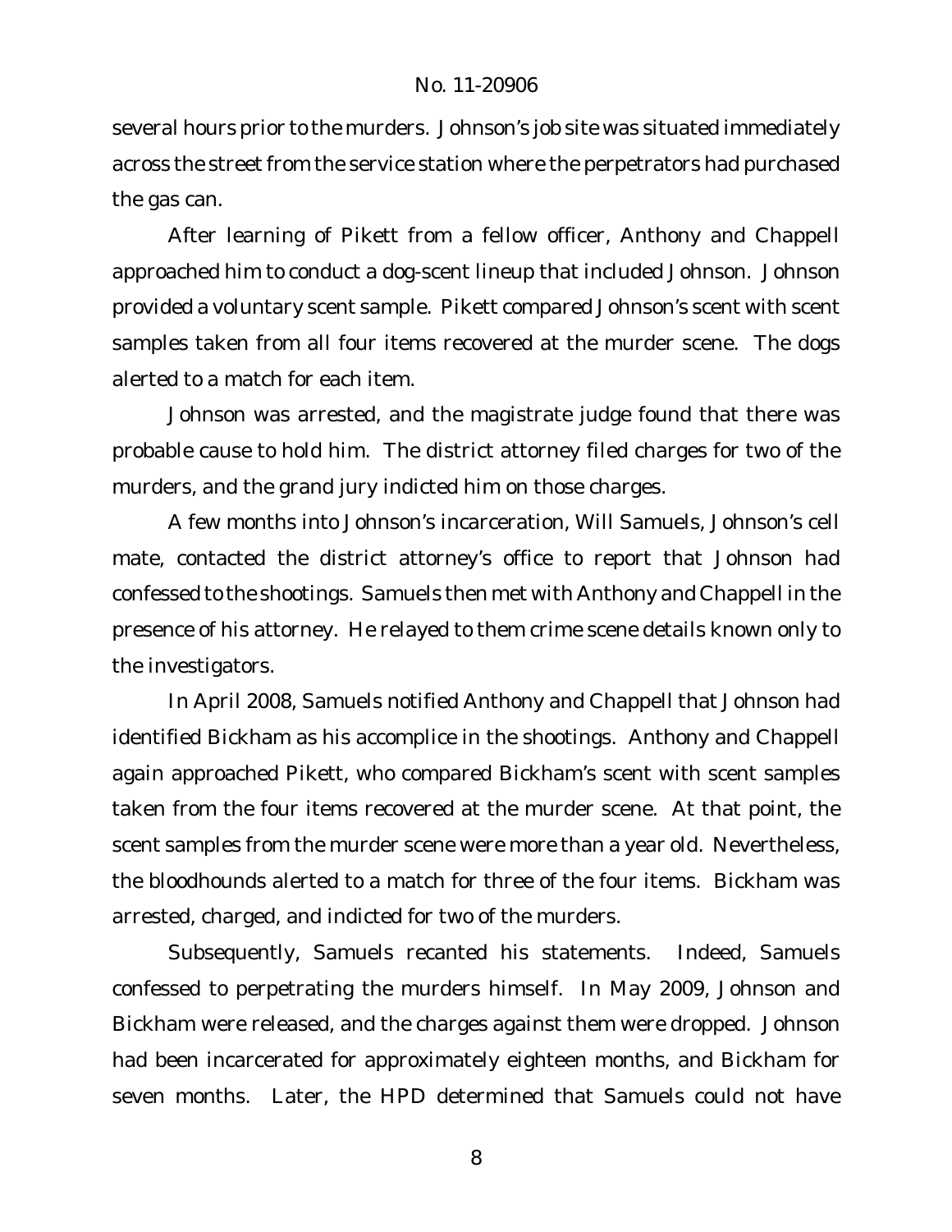several hours prior to the murders. Johnson's job site was situated immediately across the street from the service station where the perpetrators had purchased the gas can.

After learning of Pikett from a fellow officer, Anthony and Chappell approached him to conduct a dog-scent lineup that included Johnson. Johnson provided a voluntary scent sample. Pikett compared Johnson's scent with scent samples taken from all four items recovered at the murder scene. The dogs alerted to a match for each item.

Johnson was arrested, and the magistrate judge found that there was probable cause to hold him. The district attorney filed charges for two of the murders, and the grand jury indicted him on those charges.

A few months into Johnson's incarceration, Will Samuels, Johnson's cell mate, contacted the district attorney's office to report that Johnson had confessed to the shootings. Samuels then met with Anthony and Chappell in the presence of his attorney. He relayed to them crime scene details known only to the investigators.

In April 2008, Samuels notified Anthony and Chappell that Johnson had identified Bickham as his accomplice in the shootings. Anthony and Chappell again approached Pikett, who compared Bickham's scent with scent samples taken from the four items recovered at the murder scene. At that point, the scent samples from the murder scene were more than a year old. Nevertheless, the bloodhounds alerted to a match for three of the four items. Bickham was arrested, charged, and indicted for two of the murders.

Subsequently, Samuels recanted his statements. Indeed, Samuels confessed to perpetrating the murders himself. In May 2009, Johnson and Bickham were released, and the charges against them were dropped. Johnson had been incarcerated for approximately eighteen months, and Bickham for seven months. Later, the HPD determined that Samuels could not have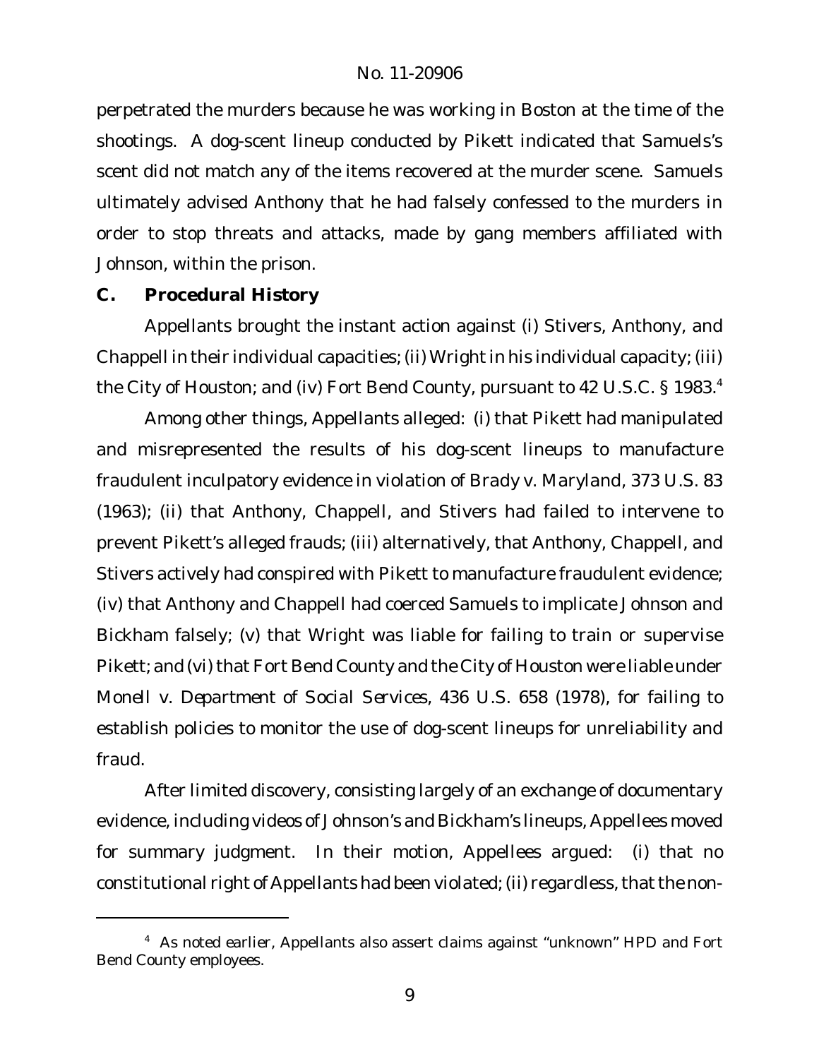perpetrated the murders because he was working in Boston at the time of the shootings. A dog-scent lineup conducted by Pikett indicated that Samuels's scent did not match any of the items recovered at the murder scene. Samuels ultimately advised Anthony that he had falsely confessed to the murders in order to stop threats and attacks, made by gang members affiliated with Johnson, within the prison.

### C. Procedural History

Appellants brought the instant action against (i) Stivers, Anthony, and Chappell in their individual capacities; (ii) Wright in his individual capacity; (iii) the City of Houston; and (iv) Fort Bend County, pursuant to 42 U.S.C. § 1983.[4]

Among other things, Appellants alleged: (i) that Pikett had manipulated and misrepresented the results of his dog-scent lineups to manufacture fraudulent inculpatory evidence in violation of *Brady v. Maryland*, 373 U.S. 83 (1963); (ii) that Anthony, Chappell, and Stivers had failed to intervene to prevent Pikett's alleged frauds; (iii) alternatively, that Anthony, Chappell, and Stivers actively had conspired with Pikett to manufacture fraudulent evidence; (iv) that Anthony and Chappell had coerced Samuels to implicate Johnson and Bickham falsely; (v) that Wright was liable for failing to train or supervise Pikett; and (vi) that Fort Bend County and the City of Houston were liable under *Monell v. Department of Social Services*, 436 U.S. 658 (1978), for failing to establish policies to monitor the use of dog-scent lineups for unreliability and fraud.

After limited discovery, consisting largely of an exchange of documentary evidence, including videos of Johnson's and Bickham's lineups, Appellees moved for summary judgment. In their motion, Appellees argued: (i) that no constitutional right of Appellants had been violated; (ii) regardless, that the non-

[4] As noted earlier, Appellants also assert claims against "unknown" HPD and Fort Bend County employees.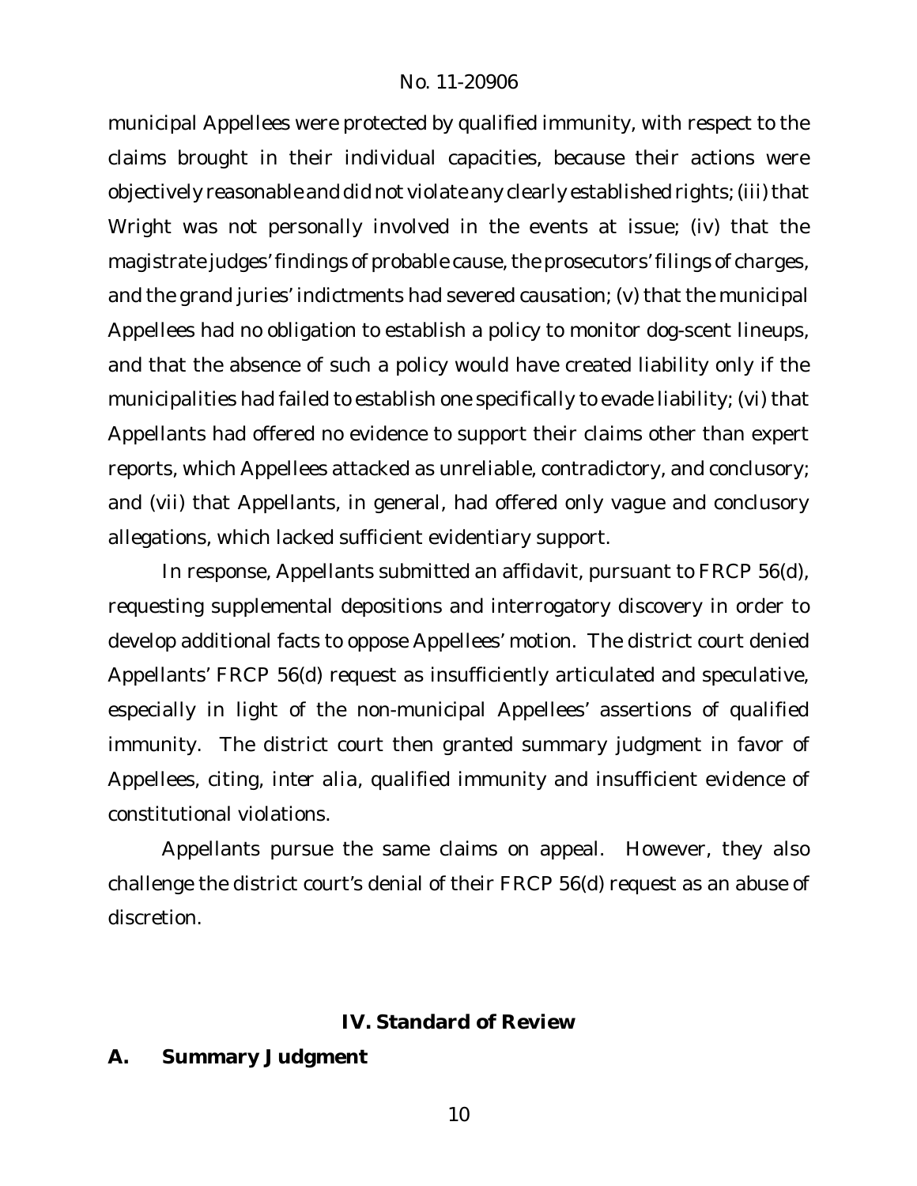municipal Appellees were protected by qualified immunity, with respect to the claims brought in their individual capacities, because their actions were objectively reasonable and did not violate any clearly established rights; (iii) that Wright was not personally involved in the events at issue; (iv) that the magistrate judges' findings of probable cause, the prosecutors' filings of charges, and the grand juries' indictments had severed causation; (v) that the municipal Appellees had no obligation to establish a policy to monitor dog-scent lineups, and that the absence of such a policy would have created liability only if the municipalities had failed to establish one specifically to evade liability; (vi) that Appellants had offered no evidence to support their claims other than expert reports, which Appellees attacked as unreliable, contradictory, and conclusory; and (vii) that Appellants, in general, had offered only vague and conclusory allegations, which lacked sufficient evidentiary support.

In response, Appellants submitted an affidavit, pursuant to FRCP 56(d), requesting supplemental depositions and interrogatory discovery in order to develop additional facts to oppose Appellees' motion. The district court denied Appellants' FRCP 56(d) request as insufficiently articulated and speculative, especially in light of the non-municipal Appellees' assertions of qualified immunity. The district court then granted summary judgment in favor of Appellees, citing, *inter alia*, qualified immunity and insufficient evidence of constitutional violations.

Appellants pursue the same claims on appeal. However, they also challenge the district court's denial of their FRCP 56(d) request as an abuse of discretion.

## IV. Standard of Review

### A. Summary Judgment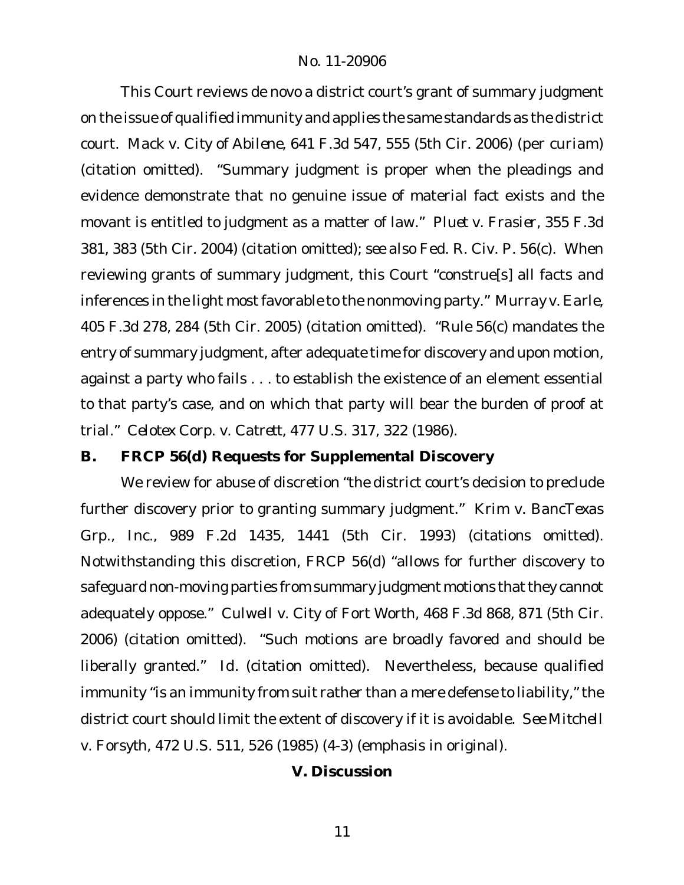This Court reviews de novo a district court's grant of summary judgment on the issue of qualified immunity and applies the same standards as the district court. *Mack v. City of Abilene*, 641 F.3d 547, 555 (5th Cir. 2006) (per curiam) (citation omitted). "Summary judgment is proper when the pleadings and evidence demonstrate that no genuine issue of material fact exists and the movant is entitled to judgment as a matter of law." *Pluet v. Frasier*, 355 F.3d 381, 383 (5th Cir. 2004) (citation omitted); *see also* Fed. R. Civ. P. 56(c). When reviewing grants of summary judgment, this Court "construe[s] all facts and inferences in the light most favorable to the nonmoving party." *Murray v. Earle*, 405 F.3d 278, 284 (5th Cir. 2005) (citation omitted). "Rule 56(c) mandates the entry of summary judgment, after adequate time for discovery and upon motion, against a party who fails . . . to establish the existence of an element essential to that party's case, and on which that party will bear the burden of proof at trial." *Celotex Corp. v. Catrett*, 477 U.S. 317, 322 (1986).

## B. FRCP 56(d) Requests for Supplemental Discovery

We review for abuse of discretion "the district court's decision to preclude further discovery prior to granting summary judgment." *Krim v. BancTexas Grp., Inc.*, 989 F.2d 1435, 1441 (5th Cir. 1993) (citations omitted). Notwithstanding this discretion, FRCP 56(d) "allows for further discovery to safeguard non-moving parties from summary judgment motions that they cannot adequately oppose." *Culwell v. City of Fort Worth*, 468 F.3d 868, 871 (5th Cir. 2006) (citation omitted). "Such motions are broadly favored and should be liberally granted." *Id.* (citation omitted). Nevertheless, because qualified immunity "is an immunity from suit rather than a mere defense to liability," the district court should limit the extent of discovery if it is avoidable. *See Mitchell v. Forsyth*, 472 U.S. 511, 526 (1985) (4-3) (emphasis in original).

# V. Discussion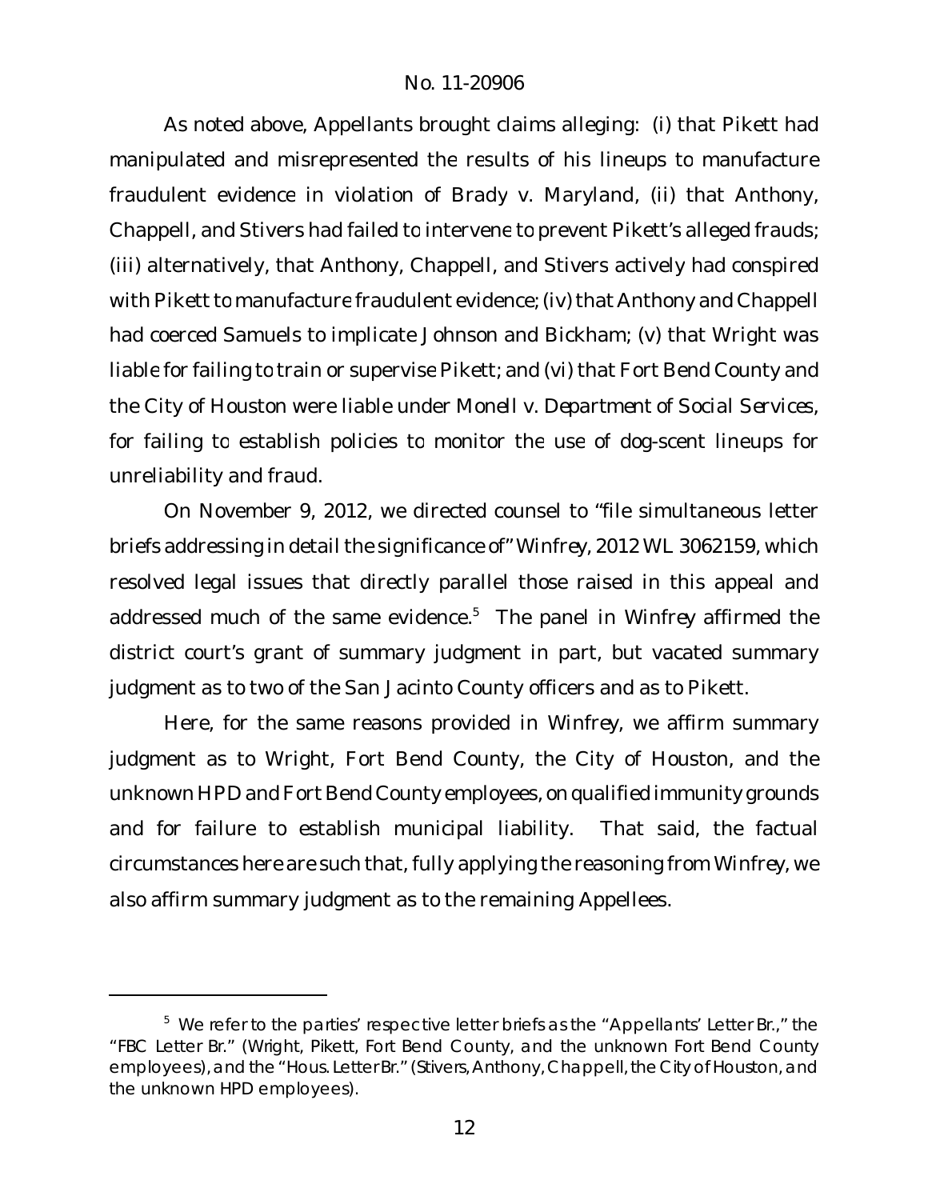As noted above, Appellants brought claims alleging: (i) that Pikett had manipulated and misrepresented the results of his lineups to manufacture fraudulent evidence in violation of *Brady v. Maryland*, (ii) that Anthony, Chappell, and Stivers had failed to intervene to prevent Pikett's alleged frauds; (iii) alternatively, that Anthony, Chappell, and Stivers actively had conspired with Pikett to manufacture fraudulent evidence; (iv) that Anthony and Chappell had coerced Samuels to implicate Johnson and Bickham; (v) that Wright was liable for failing to train or supervise Pikett; and (vi) that Fort Bend County and the City of Houston were liable under *Monell v. Department of Social Services*, for failing to establish policies to monitor the use of dog-scent lineups for unreliability and fraud.

On November 9, 2012, we directed counsel to "file simultaneous letter briefs addressing in detail the significance of" *Winfrey*, 2012 WL 3062159, which resolved legal issues that directly parallel those raised in this appeal and addressed much of the same evidence.[5] The panel in *Winfrey* affirmed the district court's grant of summary judgment in part, but vacated summary judgment as to two of the San Jacinto County officers and as to Pikett.

Here, for the same reasons provided in *Winfrey*, we affirm summary judgment as to Wright, Fort Bend County, the City of Houston, and the unknown HPD and Fort Bend County employees, on qualified immunity grounds and for failure to establish municipal liability. That said, the factual circumstances here are such that, fully applying the reasoning from *Winfrey*, we also affirm summary judgment as to the remaining Appellees.

---

[5] We refer to the parties' respective letter briefs as the "Appellants' Letter Br.," the "FBC Letter Br." (Wright, Pikett, Fort Bend County, and the unknown Fort Bend County employees), and the "Hous. Letter Br." (Stivers, Anthony, Chappell, the City of Houston, and the unknown HPD employees).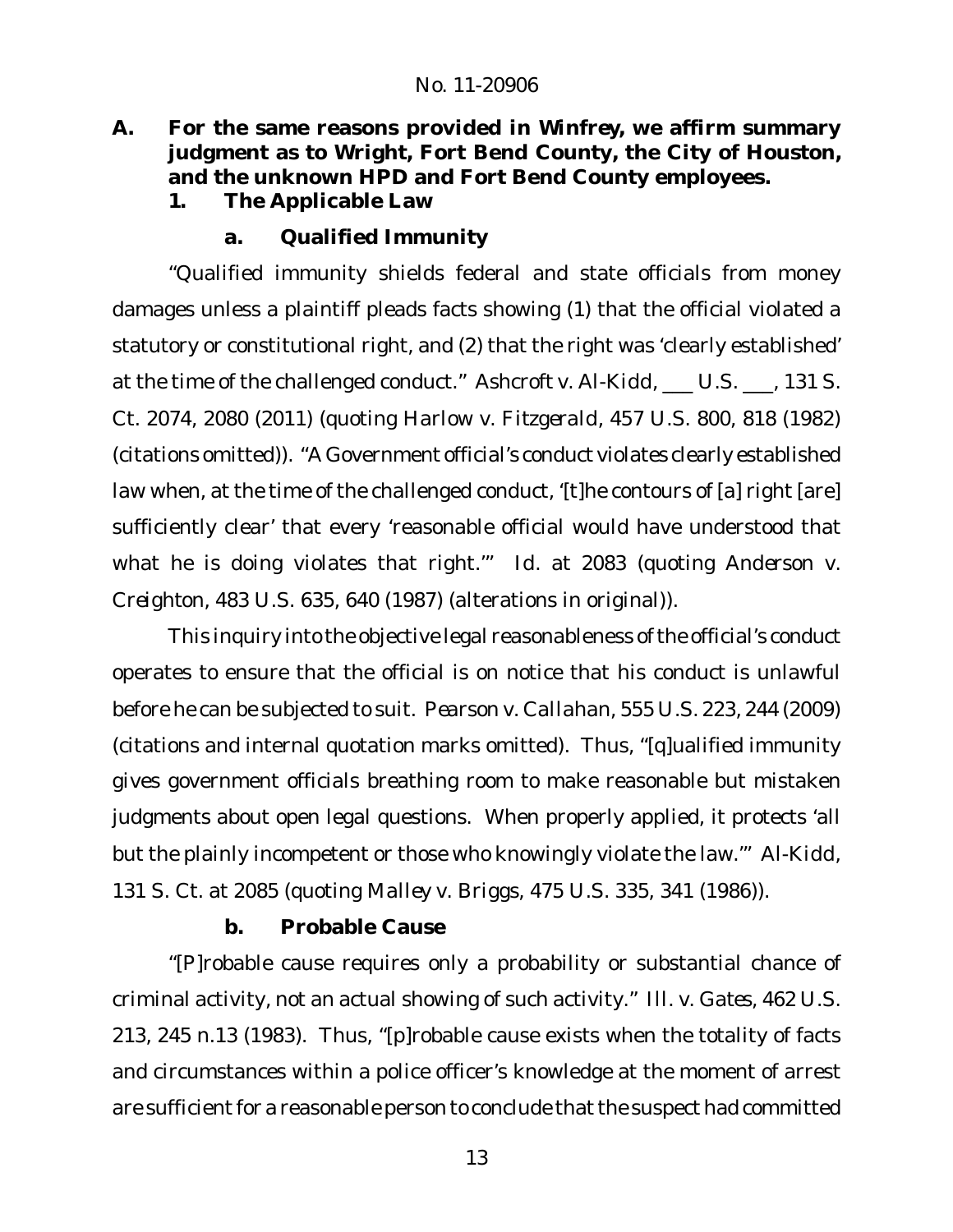## A. For the same reasons provided in *Winfrey*, we affirm summary judgment as to Wright, Fort Bend County, the City of Houston, and the unknown HPD and Fort Bend County employees.

### 1. The Applicable Law

#### a. Qualified Immunity

"Qualified immunity shields federal and state officials from money damages unless a plaintiff pleads facts showing (1) that the official violated a statutory or constitutional right, and (2) that the right was 'clearly established' at the time of the challenged conduct." *Ashcroft v. Al-Kidd*, ___ U.S. ___, 131 S. Ct. 2074, 2080 (2011) (quoting *Harlow v. Fitzgerald*, 457 U.S. 800, 818 (1982) (citations omitted)). "A Government official's conduct violates clearly established law when, at the time of the challenged conduct, '[t]he contours of [a] right [are] sufficiently clear' that every 'reasonable official would have understood that what he is doing violates that right.'" *Id.* at 2083 (quoting *Anderson v. Creighton*, 483 U.S. 635, 640 (1987) (alterations in original)).

This inquiry into the objective legal reasonableness of the official's conduct operates to ensure that the official is on notice that his conduct is unlawful before he can be subjected to suit. *Pearson v. Callahan*, 555 U.S. 223, 244 (2009) (citations and internal quotation marks omitted). Thus, "[q]ualified immunity gives government officials breathing room to make reasonable but mistaken judgments about open legal questions. When properly applied, it protects 'all but the plainly incompetent or those who knowingly violate the law.'" *Al-Kidd*, 131 S. Ct. at 2085 (quoting *Malley v. Briggs*, 475 U.S. 335, 341 (1986)).

#### b. Probable Cause

"[P]robable cause requires only a probability or substantial chance of criminal activity, not an actual showing of such activity." *Ill. v. Gates*, 462 U.S. 213, 245 n.13 (1983). Thus, "[p]robable cause exists when the totality of facts and circumstances within a police officer's knowledge at the moment of arrest are sufficient for a reasonable person to conclude that the suspect had committed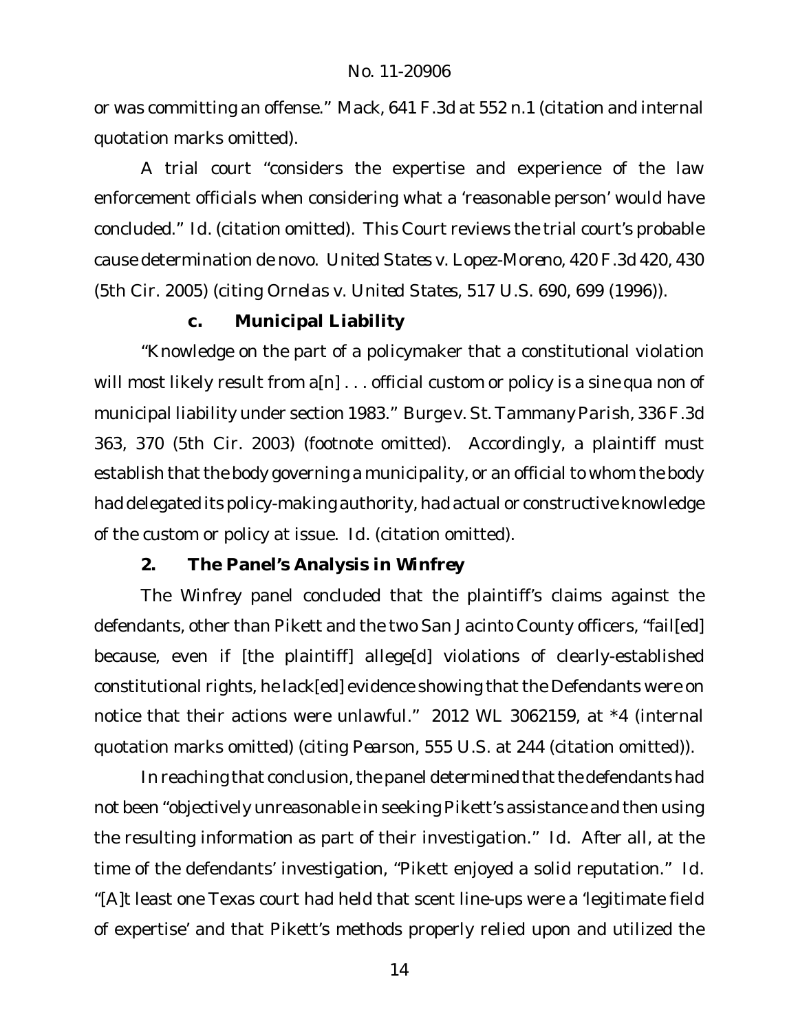or was committing an offense." *Mack*, 641 F.3d at 552 n.1 (citation and internal quotation marks omitted).

A trial court "considers the expertise and experience of the law enforcement officials when considering what a 'reasonable person' would have concluded." *Id.* (citation omitted). This Court reviews the trial court's probable cause determination de novo. *United States v. Lopez-Moreno*, 420 F.3d 420, 430 (5th Cir. 2005) (citing *Ornelas v. United States*, 517 U.S. 690, 699 (1996)).

### c. Municipal Liability

"Knowledge on the part of a policymaker that a constitutional violation will most likely result from a[n] . . . official custom or policy is a sine qua non of municipal liability under section 1983." *Burge v. St. Tammany Parish*, 336 F.3d 363, 370 (5th Cir. 2003) (footnote omitted). Accordingly, a plaintiff must establish that the body governing a municipality, or an official to whom the body had delegated its policy-making authority, had actual or constructive knowledge of the custom or policy at issue. *Id.* (citation omitted).

## 2. The Panel's Analysis in *Winfrey*

The *Winfrey* panel concluded that the plaintiff's claims against the defendants, other than Pikett and the two San Jacinto County officers, "fail[ed] because, even if [the plaintiff] allege[d] violations of clearly-established constitutional rights, he lack[ed] evidence showing that the Defendants were on notice that their actions were unlawful." 2012 WL 3062159, at *4 (internal quotation marks omitted) (citing *Pearson*, 555 U.S. at 244 (citation omitted)).

In reaching that conclusion, the panel determined that the defendants had not been "objectively unreasonable in seeking Pikett's assistance and then using the resulting information as part of their investigation." *Id.* After all, at the time of the defendants' investigation, "Pikett enjoyed a solid reputation." *Id.* "[A]t least one Texas court had held that scent line-ups were a 'legitimate field of expertise' and that Pikett's methods properly relied upon and utilized the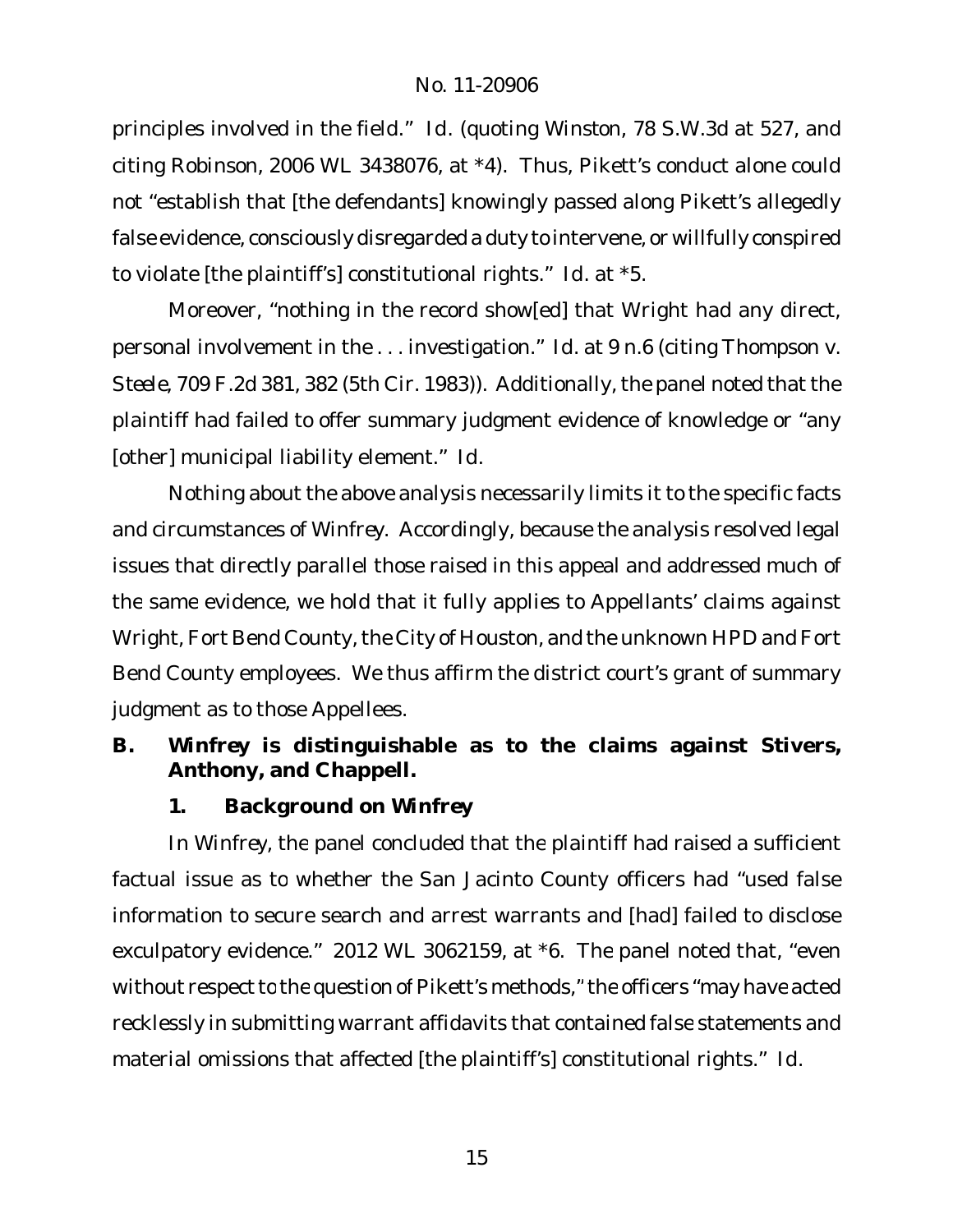principles involved in the field." *Id.* (quoting *Winston*, 78 S.W.3d at 527, and citing *Robinson*, 2006 WL 3438076, at *4). Thus, Pikett's conduct alone could not "establish that [the defendants] knowingly passed along Pikett's allegedly false evidence, consciously disregarded a duty to intervene, or willfully conspired to violate [the plaintiff's] constitutional rights." *Id.* at *5.

Moreover, "nothing in the record show[ed] that Wright had any direct, personal involvement in the . . . investigation." *Id.* at 9 n.6 (citing *Thompson v. Steele*, 709 F.2d 381, 382 (5th Cir. 1983)). Additionally, the panel noted that the plaintiff had failed to offer summary judgment evidence of knowledge or "any [other] municipal liability element." *Id.*

Nothing about the above analysis necessarily limits it to the specific facts and circumstances of *Winfrey*. Accordingly, because the analysis resolved legal issues that directly parallel those raised in this appeal and addressed much of the same evidence, we hold that it fully applies to Appellants' claims against Wright, Fort Bend County, the City of Houston, and the unknown HPD and Fort Bend County employees. We thus affirm the district court's grant of summary judgment as to those Appellees.

## B. *Winfrey* is distinguishable as to the claims against Stivers, Anthony, and Chappell.

### 1. Background on *Winfrey*

In *Winfrey*, the panel concluded that the plaintiff had raised a sufficient factual issue as to whether the San Jacinto County officers had "used false information to secure search and arrest warrants and [had] failed to disclose exculpatory evidence." 2012 WL 3062159, at *6. The panel noted that, "even without respect to the question of Pikett's methods," the officers "may have acted recklessly in submitting warrant affidavits that contained false statements and material omissions that affected [the plaintiff's] constitutional rights." *Id.*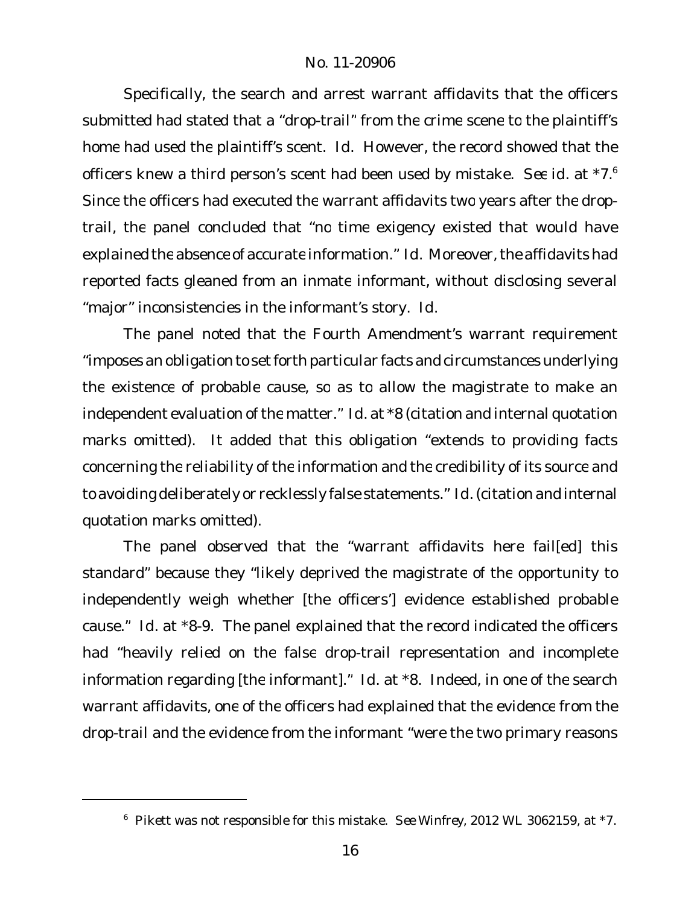Specifically, the search and arrest warrant affidavits that the officers submitted had stated that a "drop-trail" from the crime scene to the plaintiff's home had used the plaintiff's scent. *Id.* However, the record showed that the officers knew a third person's scent had been used by mistake. *See id.* at *7.[6] Since the officers had executed the warrant affidavits two years after the drop-trail, the panel concluded that "no time exigency existed that would have explained the absence of accurate information." *Id.* Moreover, the affidavits had reported facts gleaned from an inmate informant, without disclosing several "major" inconsistencies in the informant's story. *Id.*

The panel noted that the Fourth Amendment's warrant requirement "imposes an obligation to set forth particular facts and circumstances underlying the existence of probable cause, so as to allow the magistrate to make an independent evaluation of the matter." *Id.* at *8 (citation and internal quotation marks omitted). It added that this obligation "extends to providing facts concerning the reliability of the information and the credibility of its source and to avoiding deliberately or recklessly false statements." *Id.* (citation and internal quotation marks omitted).

The panel observed that the "warrant affidavits here fail[ed] this standard" because they "likely deprived the magistrate of the opportunity to independently weigh whether [the officers'] evidence established probable cause." *Id.* at *8-9. The panel explained that the record indicated the officers had "heavily relied on the false drop-trail representation and incomplete information regarding [the informant]." *Id.* at *8. Indeed, in one of the search warrant affidavits, one of the officers had explained that the evidence from the drop-trail and the evidence from the informant "were the two primary reasons

[6] Pikett was not responsible for this mistake. *See Winfrey*, 2012 WL 3062159, at *7.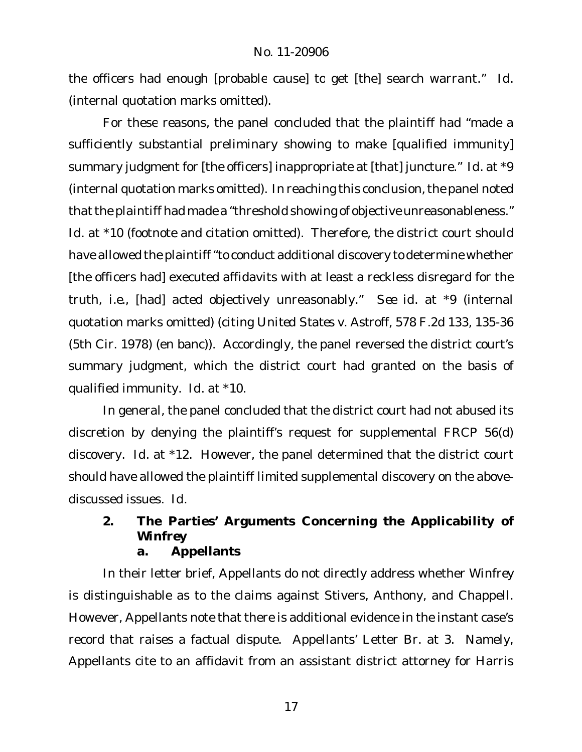the officers had enough [probable cause] to get [the] search warrant." *Id.* (internal quotation marks omitted).

For these reasons, the panel concluded that the plaintiff had "made a sufficiently substantial preliminary showing to make [qualified immunity] summary judgment for [the officers] inappropriate at [that] juncture." *Id.* at *9 (internal quotation marks omitted). In reaching this conclusion, the panel noted that the plaintiff had made a "threshold showing of objective unreasonableness." *Id.* at *10 (footnote and citation omitted). Therefore, the district court should have allowed the plaintiff "to conduct additional discovery to determine whether [the officers had] executed affidavits with at least a reckless disregard for the truth, i.e., [had] acted objectively unreasonably." *See id.* at *9 (internal quotation marks omitted) (citing *United States v. Astroff*, 578 F.2d 133, 135-36 (5th Cir. 1978) (en banc)). Accordingly, the panel reversed the district court's summary judgment, which the district court had granted on the basis of qualified immunity. *Id.* at *10.

In general, the panel concluded that the district court had not abused its discretion by denying the plaintiff's request for supplemental FRCP 56(d) discovery. *Id.* at *12. However, the panel determined that the district court should have allowed the plaintiff limited supplemental discovery on the above-discussed issues. *Id.*

**2. The Parties' Arguments Concerning the Applicability of *Winfrey***

**a. Appellants**

In their letter brief, Appellants do not directly address whether *Winfrey* is distinguishable as to the claims against Stivers, Anthony, and Chappell. However, Appellants note that there is additional evidence in the instant case's record that raises a factual dispute. Appellants' Letter Br. at 3. Namely, Appellants cite to an affidavit from an assistant district attorney for Harris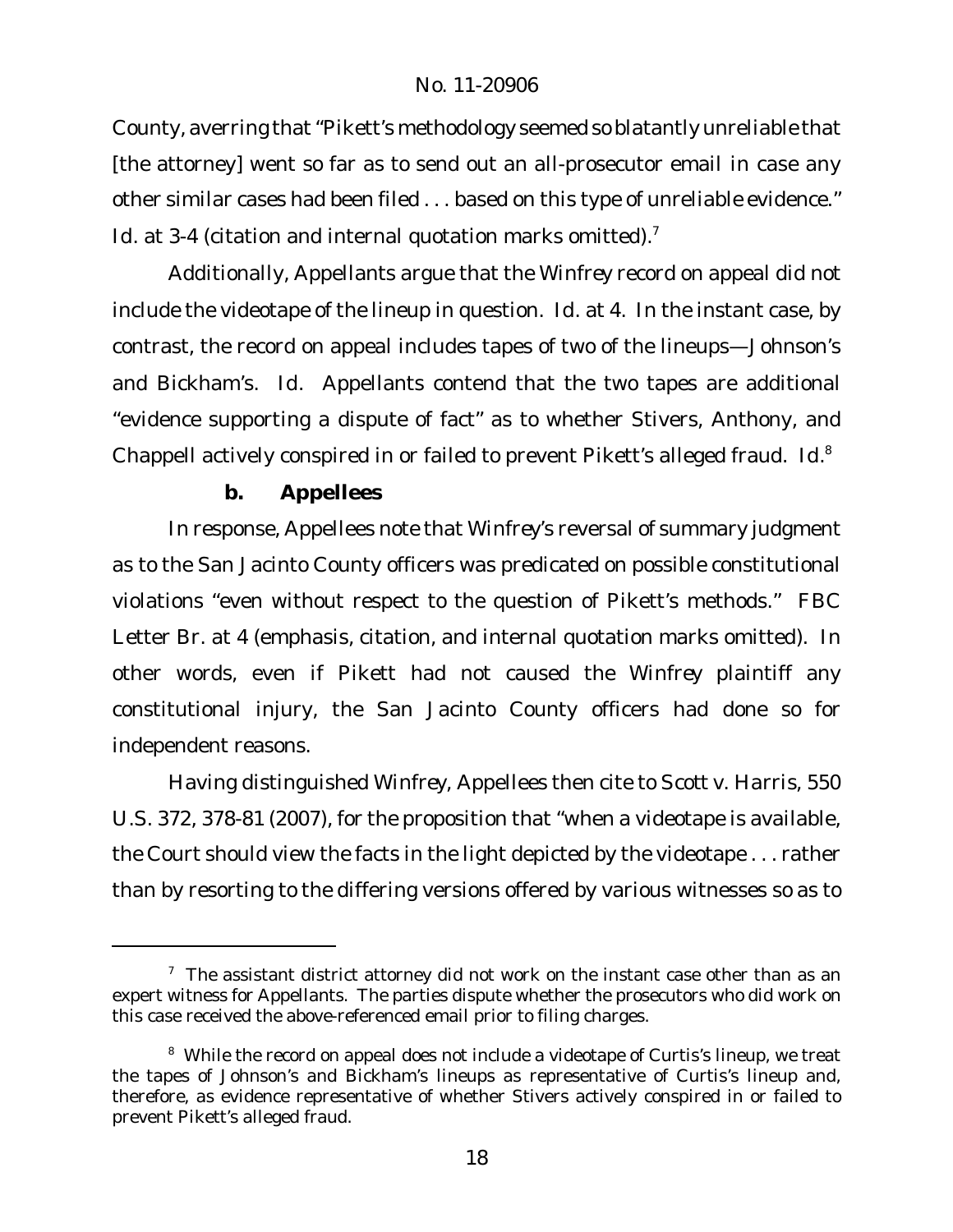County, averring that "Pikett's methodology seemed so blatantly unreliable that [the attorney] went so far as to send out an all-prosecutor email in case any other similar cases had been filed . . . based on this type of unreliable evidence." *Id.* at 3-4 (citation and internal quotation marks omitted).[7]

Additionally, Appellants argue that the *Winfrey* record on appeal did not include the videotape of the lineup in question. *Id.* at 4. In the instant case, by contrast, the record on appeal includes tapes of two of the lineups—Johnson's and Bickham's. *Id.* Appellants contend that the two tapes are additional "evidence supporting a dispute of fact" as to whether Stivers, Anthony, and Chappell actively conspired in or failed to prevent Pikett's alleged fraud. *Id.*[8]

### b. Appellees

In response, Appellees note that *Winfrey*'s reversal of summary judgment as to the San Jacinto County officers was predicated on possible constitutional violations "*even without* respect to the question of Pikett's methods." FBC Letter Br. at 4 (emphasis, citation, and internal quotation marks omitted). In other words, even if Pikett had not caused the *Winfrey* plaintiff any constitutional injury, the San Jacinto County officers had done so for independent reasons.

Having distinguished *Winfrey*, Appellees then cite to *Scott v. Harris*, 550 U.S. 372, 378-81 (2007), for the proposition that "when a videotape is available, the Court should view the facts in the light depicted by the videotape . . . rather than by resorting to the differing versions offered by various witnesses so as to

---

[7] The assistant district attorney did not work on the instant case other than as an expert witness for Appellants. The parties dispute whether the prosecutors who did work on this case received the above-referenced email prior to filing charges.

[8] While the record on appeal does not include a videotape of Curtis's lineup, we treat the tapes of Johnson's and Bickham's lineups as representative of Curtis's lineup and, therefore, as evidence representative of whether Stivers actively conspired in or failed to prevent Pikett's alleged fraud.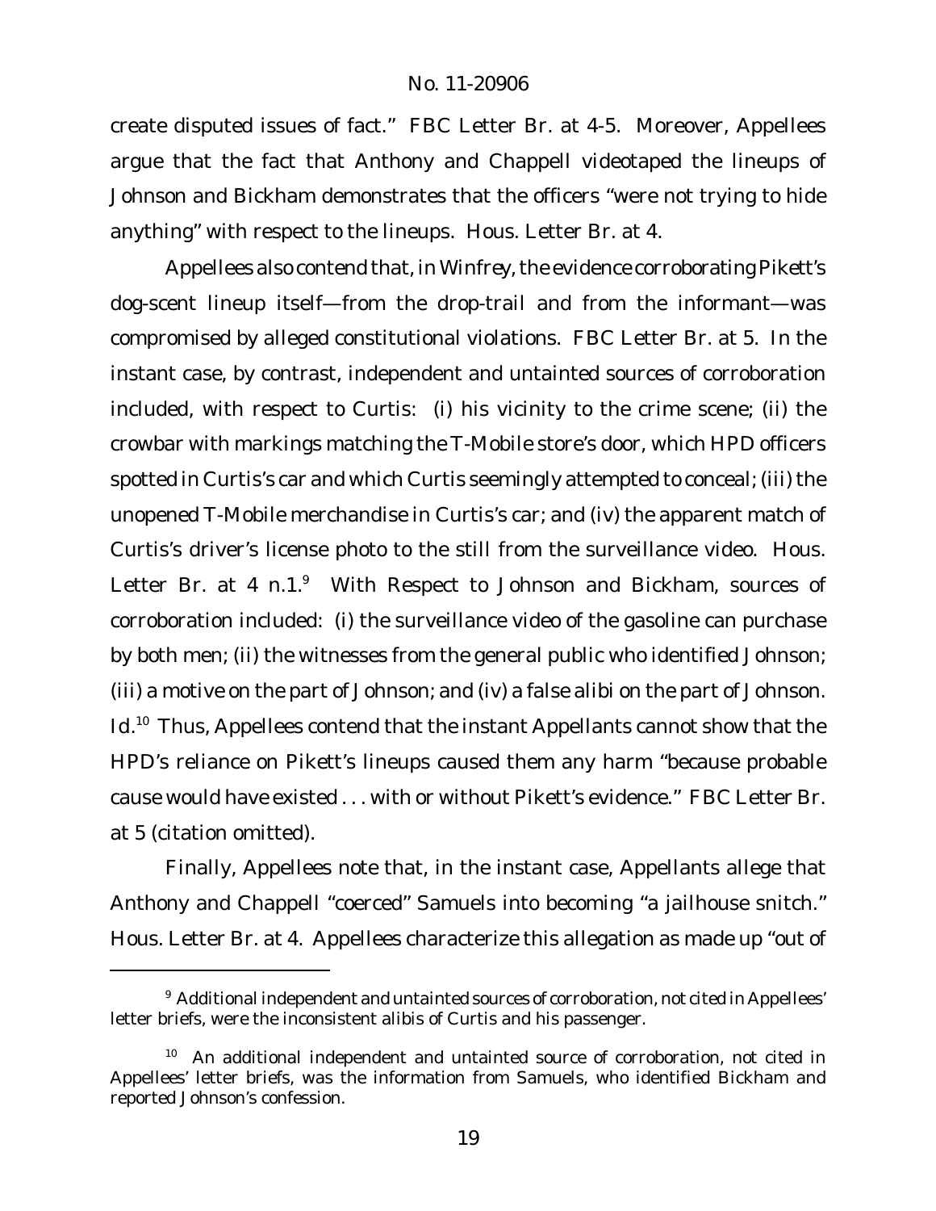create disputed issues of fact." FBC Letter Br. at 4-5. Moreover, Appellees argue that the fact that Anthony and Chappell videotaped the lineups of Johnson and Bickham demonstrates that the officers "were not trying to hide anything" with respect to the lineups. Hous. Letter Br. at 4.

Appellees also contend that, in *Winfrey*, the evidence corroborating Pikett's dog-scent lineup itself—from the drop-trail and from the informant—was compromised by alleged constitutional violations. FBC Letter Br. at 5. In the instant case, by contrast, independent and untainted sources of corroboration included, with respect to Curtis: (i) his vicinity to the crime scene; (ii) the crowbar with markings matching the T-Mobile store's door, which HPD officers spotted in Curtis's car and which Curtis seemingly attempted to conceal; (iii) the unopened T-Mobile merchandise in Curtis's car; and (iv) the apparent match of Curtis's driver's license photo to the still from the surveillance video. Hous. Letter Br. at 4 n.1.[9] With Respect to Johnson and Bickham, sources of corroboration included: (i) the surveillance video of the gasoline can purchase by both men; (ii) the witnesses from the general public who identified Johnson; (iii) a motive on the part of Johnson; and (iv) a false alibi on the part of Johnson. *Id.*[10] Thus, Appellees contend that the instant Appellants cannot show that the HPD's reliance on Pikett's lineups caused them any harm "because probable cause would have existed . . . with or without Pikett's evidence." FBC Letter Br. at 5 (citation omitted).

Finally, Appellees note that, in the instant case, Appellants allege that Anthony and Chappell "coerced" Samuels into becoming "a jailhouse snitch." Hous. Letter Br. at 4. Appellees characterize this allegation as made up "out of

---

[9] Additional independent and untainted sources of corroboration, not cited in Appellees' letter briefs, were the inconsistent alibis of Curtis and his passenger.

[10] An additional independent and untainted source of corroboration, not cited in Appellees' letter briefs, was the information from Samuels, who identified Bickham and reported Johnson's confession.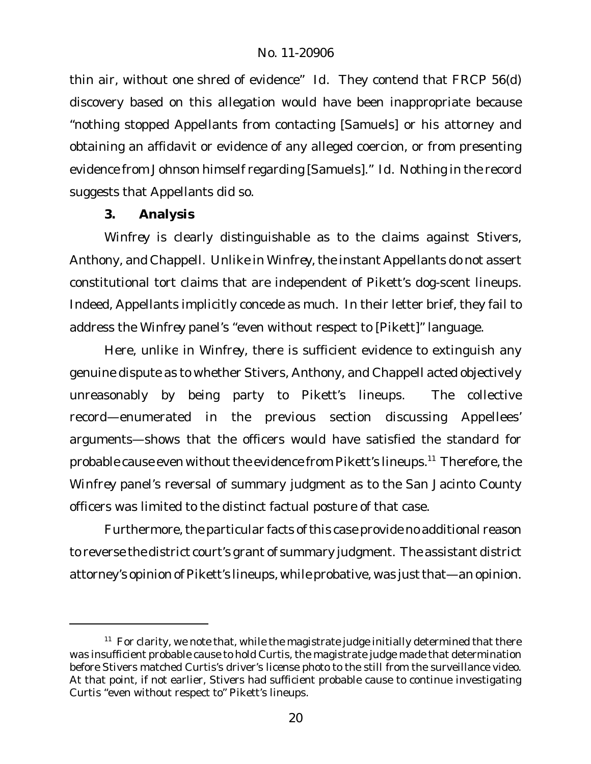thin air, without one shred of evidence" *Id.* They contend that FRCP 56(d) discovery based on this allegation would have been inappropriate because "nothing stopped Appellants from contacting [Samuels] or his attorney and obtaining an affidavit or evidence of any alleged coercion, or from presenting evidence from Johnson himself regarding [Samuels]." *Id.* Nothing in the record suggests that Appellants did so.

### 3. Analysis

*Winfrey* is clearly distinguishable as to the claims against Stivers, Anthony, and Chappell. Unlike in *Winfrey*, the instant Appellants do not assert constitutional tort claims that are independent of Pikett's dog-scent lineups. Indeed, Appellants implicitly concede as much. In their letter brief, they fail to address the *Winfrey* panel's "even without respect to [Pikett]" language.

Here, unlike in *Winfrey*, there is sufficient evidence to extinguish any genuine dispute as to whether Stivers, Anthony, and Chappell acted objectively unreasonably by being party to Pikett's lineups. The collective record—enumerated in the previous section discussing Appellees' arguments—shows that the officers would have satisfied the standard for probable cause even without the evidence from Pikett's lineups.[11] Therefore, the *Winfrey* panel's reversal of summary judgment as to the San Jacinto County officers was limited to the distinct factual posture of that case.

Furthermore, the particular facts of this case provide no additional reason to reverse the district court's grant of summary judgment. The assistant district attorney's opinion of Pikett's lineups, while probative, was just that—an opinion.

[11] For clarity, we note that, while the magistrate judge initially determined that there was insufficient probable cause to hold Curtis, the magistrate judge made that determination before Stivers matched Curtis's driver's license photo to the still from the surveillance video. At that point, if not earlier, Stivers had sufficient probable cause to continue investigating Curtis "even without respect to" Pikett's lineups.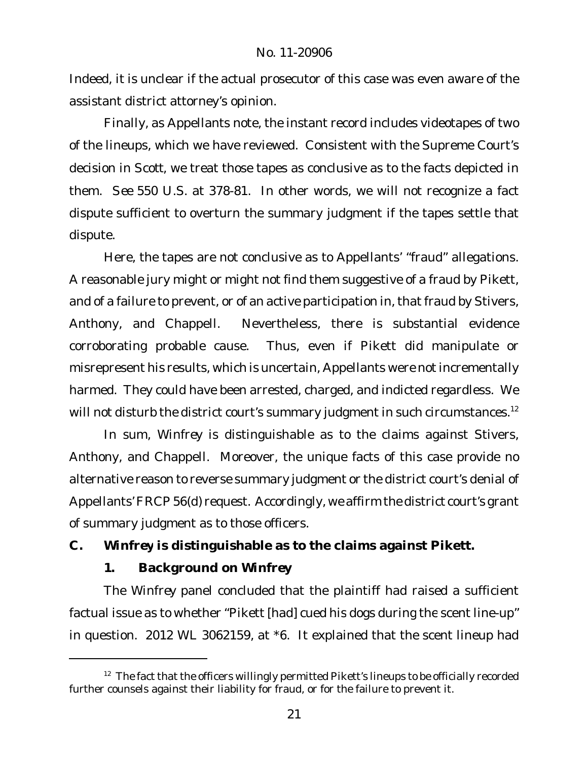Indeed, it is unclear if the actual prosecutor of this case was even aware of the assistant district attorney's opinion.

Finally, as Appellants note, the instant record includes videotapes of two of the lineups, which we have reviewed. Consistent with the Supreme Court's decision in *Scott*, we treat those tapes as conclusive as to the facts depicted in them. *See* 550 U.S. at 378-81. In other words, we will not recognize a fact dispute sufficient to overturn the summary judgment if the tapes settle that dispute.

Here, the tapes are not conclusive as to Appellants' "fraud" allegations. A reasonable jury might or might not find them suggestive of a fraud by Pikett, and of a failure to prevent, or of an active participation in, that fraud by Stivers, Anthony, and Chappell. Nevertheless, there is substantial evidence corroborating probable cause. Thus, even if Pikett did manipulate or misrepresent his results, which is uncertain, Appellants were not incrementally harmed. They could have been arrested, charged, and indicted regardless. We will not disturb the district court's summary judgment in such circumstances.[12]

In sum, *Winfrey* is distinguishable as to the claims against Stivers, Anthony, and Chappell. Moreover, the unique facts of this case provide no alternative reason to reverse summary judgment or the district court's denial of Appellants' FRCP 56(d) request. Accordingly, we affirm the district court's grant of summary judgment as to those officers.

### C. *Winfrey* is distinguishable as to the claims against Pikett.

#### 1. Background on *Winfrey*

The *Winfrey* panel concluded that the plaintiff had raised a sufficient factual issue as to whether "Pikett [had] cued his dogs during the scent line-up" in question. 2012 WL 3062159, at *6. It explained that the scent lineup had

---

[12] The fact that the officers willingly permitted Pikett's lineups to be officially recorded further counsels against their liability for fraud, or for the failure to prevent it.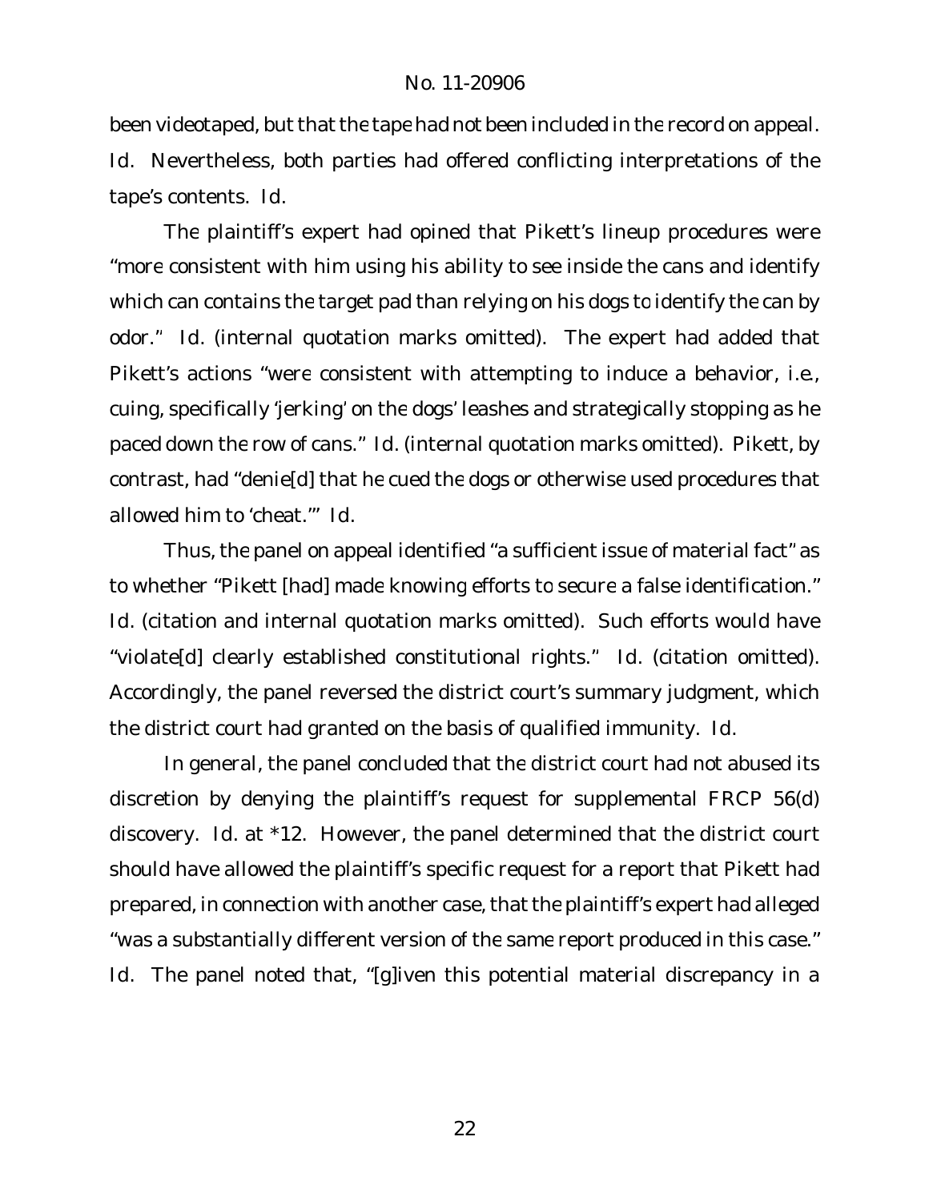been videotaped, but that the tape had not been included in the record on appeal. *Id.* Nevertheless, both parties had offered conflicting interpretations of the tape's contents. *Id.*

The plaintiff's expert had opined that Pikett's lineup procedures were "more consistent with him using his ability to see inside the cans and identify which can contains the target pad than relying on his dogs to identify the can by odor." *Id.* (internal quotation marks omitted). The expert had added that Pikett's actions "were consistent with attempting to induce a behavior, i.e., cuing, specifically 'jerking' on the dogs' leashes and strategically stopping as he paced down the row of cans." *Id.* (internal quotation marks omitted). Pikett, by contrast, had "denie[d] that he cued the dogs or otherwise used procedures that allowed him to 'cheat.'" *Id.*

Thus, the panel on appeal identified "a sufficient issue of material fact" as to whether "Pikett [had] made knowing efforts to secure a false identification." *Id.* (citation and internal quotation marks omitted). Such efforts would have "violate[d] clearly established constitutional rights." *Id.* (citation omitted). Accordingly, the panel reversed the district court's summary judgment, which the district court had granted on the basis of qualified immunity. *Id.*

In general, the panel concluded that the district court had not abused its discretion by denying the plaintiff's request for supplemental FRCP 56(d) discovery. *Id.* at *12. However, the panel determined that the district court should have allowed the plaintiff's specific request for a report that Pikett had prepared, in connection with another case, that the plaintiff's expert had alleged "was a substantially different version of the same report produced in this case." *Id.* The panel noted that, "[g]iven this potential material discrepancy in a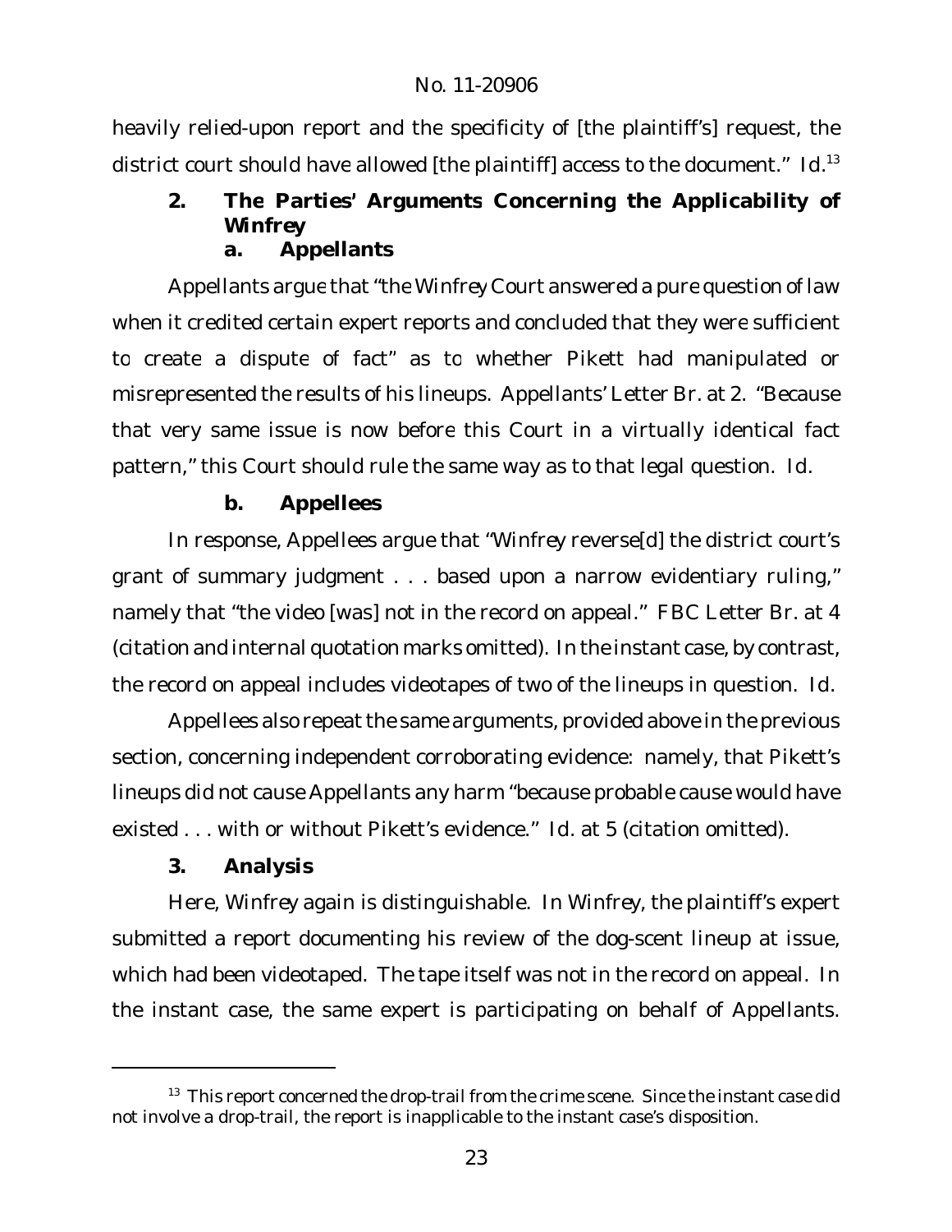heavily relied-upon report and the specificity of [the plaintiff's] request, the district court should have allowed [the plaintiff] access to the document." *Id.*[13]

### 2. The Parties' Arguments Concerning the Applicability of *Winfrey*

#### a. Appellants

Appellants argue that "the *Winfrey* Court answered a pure question of law when it credited certain expert reports and concluded that they were sufficient to create a dispute of fact" as to whether Pikett had manipulated or misrepresented the results of his lineups. Appellants' Letter Br. at 2. "Because that very same issue is now before this Court in a virtually identical fact pattern," this Court should rule the same way as to that legal question. *Id.*

#### b. Appellees

In response, Appellees argue that "*Winfrey* reverse[d] the district court's grant of summary judgment . . . based upon a narrow evidentiary ruling," namely that "the video [was] not in the record on appeal." FBC Letter Br. at 4 (citation and internal quotation marks omitted). In the instant case, by contrast, the record on appeal includes videotapes of two of the lineups in question. *Id.*

Appellees also repeat the same arguments, provided above in the previous section, concerning independent corroborating evidence: namely, that Pikett's lineups did not cause Appellants any harm "because probable cause would have existed . . . with or without Pikett's evidence." *Id.* at 5 (citation omitted).

### 3. Analysis

Here, *Winfrey* again is distinguishable. In *Winfrey*, the plaintiff's expert submitted a report documenting his review of the dog-scent lineup at issue, which had been videotaped. The tape itself was not in the record on appeal. In the instant case, the same expert is participating on behalf of Appellants.

---

[13] This report concerned the drop-trail from the crime scene. Since the instant case did not involve a drop-trail, the report is inapplicable to the instant case's disposition.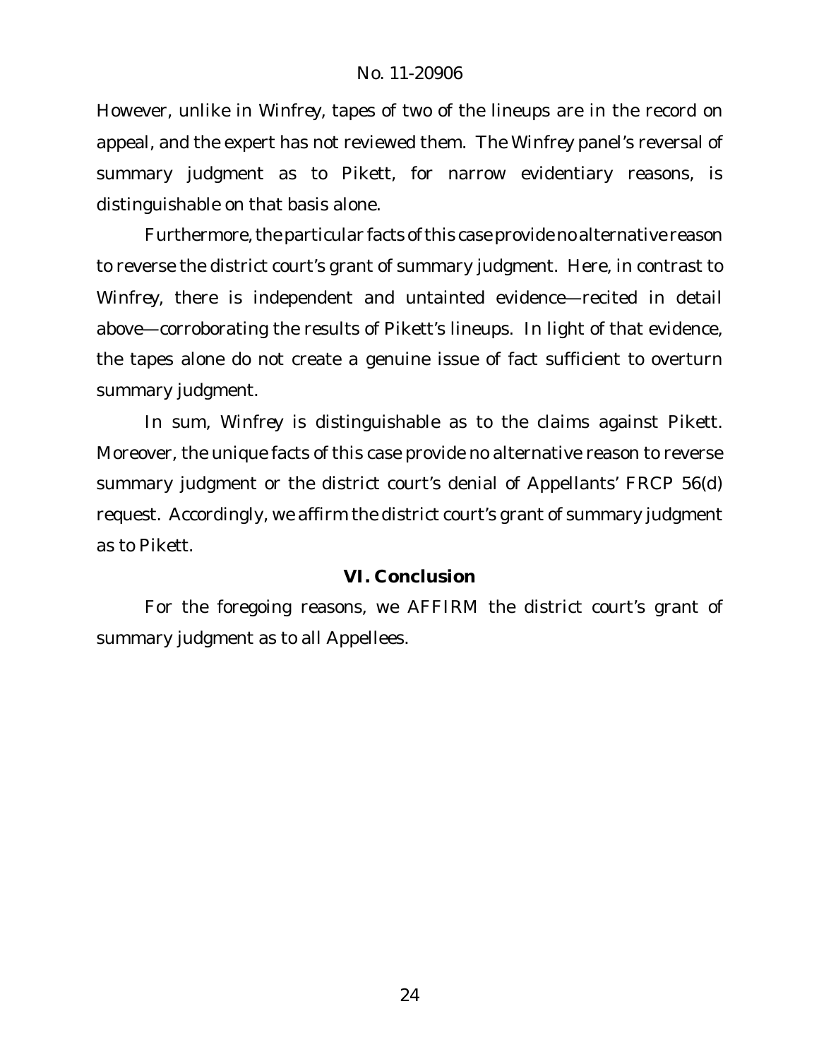However, unlike in *Winfrey*, tapes of two of the lineups are in the record on appeal, and the expert has not reviewed them. The *Winfrey* panel's reversal of summary judgment as to Pikett, for narrow evidentiary reasons, is distinguishable on that basis alone.

Furthermore, the particular facts of this case provide no alternative reason to reverse the district court's grant of summary judgment. Here, in contrast to *Winfrey*, there is independent and untainted evidence—recited in detail above—corroborating the results of Pikett's lineups. In light of that evidence, the tapes alone do not create a genuine issue of fact sufficient to overturn summary judgment.

In sum, *Winfrey* is distinguishable as to the claims against Pikett. Moreover, the unique facts of this case provide no alternative reason to reverse summary judgment or the district court's denial of Appellants' FRCP 56(d) request. Accordingly, we affirm the district court's grant of summary judgment as to Pikett.

## VI. Conclusion

For the foregoing reasons, we AFFIRM the district court's grant of summary judgment as to all Appellees.